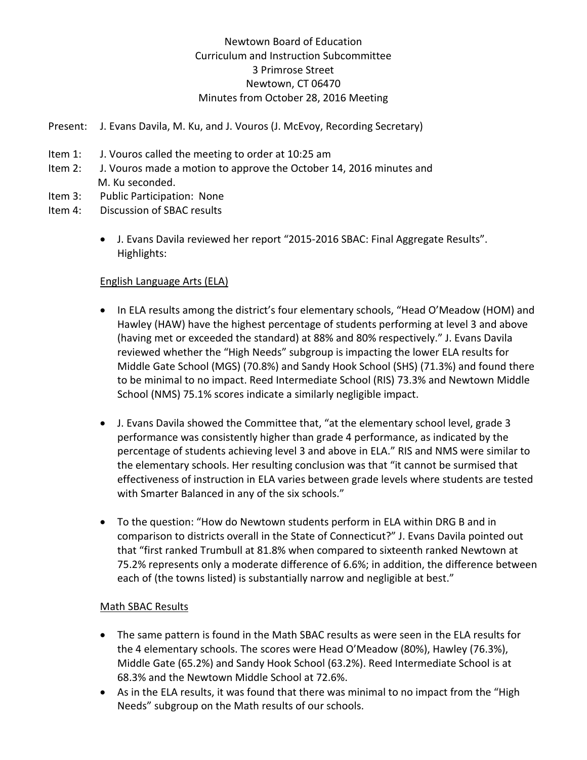Newtown Board of Education
Curriculum and Instruction Subcommittee
3 Primrose Street
Newtown, CT 06470
Minutes from October 28, 2016 Meeting

Present: J. Evans Davila, M. Ku, and J. Vouros (J. McEvoy, Recording Secretary)

Item 1: J. Vouros called the meeting to order at 10:25 am

Item 2: J. Vouros made a motion to approve the October 14, 2016 minutes and M. Ku seconded.

Item 3: Public Participation: None

Item 4: Discussion of SBAC results

- J. Evans Davila reviewed her report "2015-2016 SBAC: Final Aggregate Results". Highlights:

English Language Arts (ELA)

- In ELA results among the district's four elementary schools, "Head O'Meadow (HOM) and Hawley (HAW) have the highest percentage of students performing at level 3 and above (having met or exceeded the standard) at 88% and 80% respectively." J. Evans Davila reviewed whether the "High Needs" subgroup is impacting the lower ELA results for Middle Gate School (MGS) (70.8%) and Sandy Hook School (SHS) (71.3%) and found there to be minimal to no impact. Reed Intermediate School (RIS) 73.3% and Newtown Middle School (NMS) 75.1% scores indicate a similarly negligible impact.

- J. Evans Davila showed the Committee that, "at the elementary school level, grade 3 performance was consistently higher than grade 4 performance, as indicated by the percentage of students achieving level 3 and above in ELA." RIS and NMS were similar to the elementary schools. Her resulting conclusion was that "it cannot be surmised that effectiveness of instruction in ELA varies between grade levels where students are tested with Smarter Balanced in any of the six schools."

- To the question: "How do Newtown students perform in ELA within DRG B and in comparison to districts overall in the State of Connecticut?" J. Evans Davila pointed out that "first ranked Trumbull at 81.8% when compared to sixteenth ranked Newtown at 75.2% represents only a moderate difference of 6.6%; in addition, the difference between each of (the towns listed) is substantially narrow and negligible at best."

Math SBAC Results

- The same pattern is found in the Math SBAC results as were seen in the ELA results for the 4 elementary schools. The scores were Head O'Meadow (80%), Hawley (76.3%), Middle Gate (65.2%) and Sandy Hook School (63.2%). Reed Intermediate School is at 68.3% and the Newtown Middle School at 72.6%.
- As in the ELA results, it was found that there was minimal to no impact from the "High Needs" subgroup on the Math results of our schools.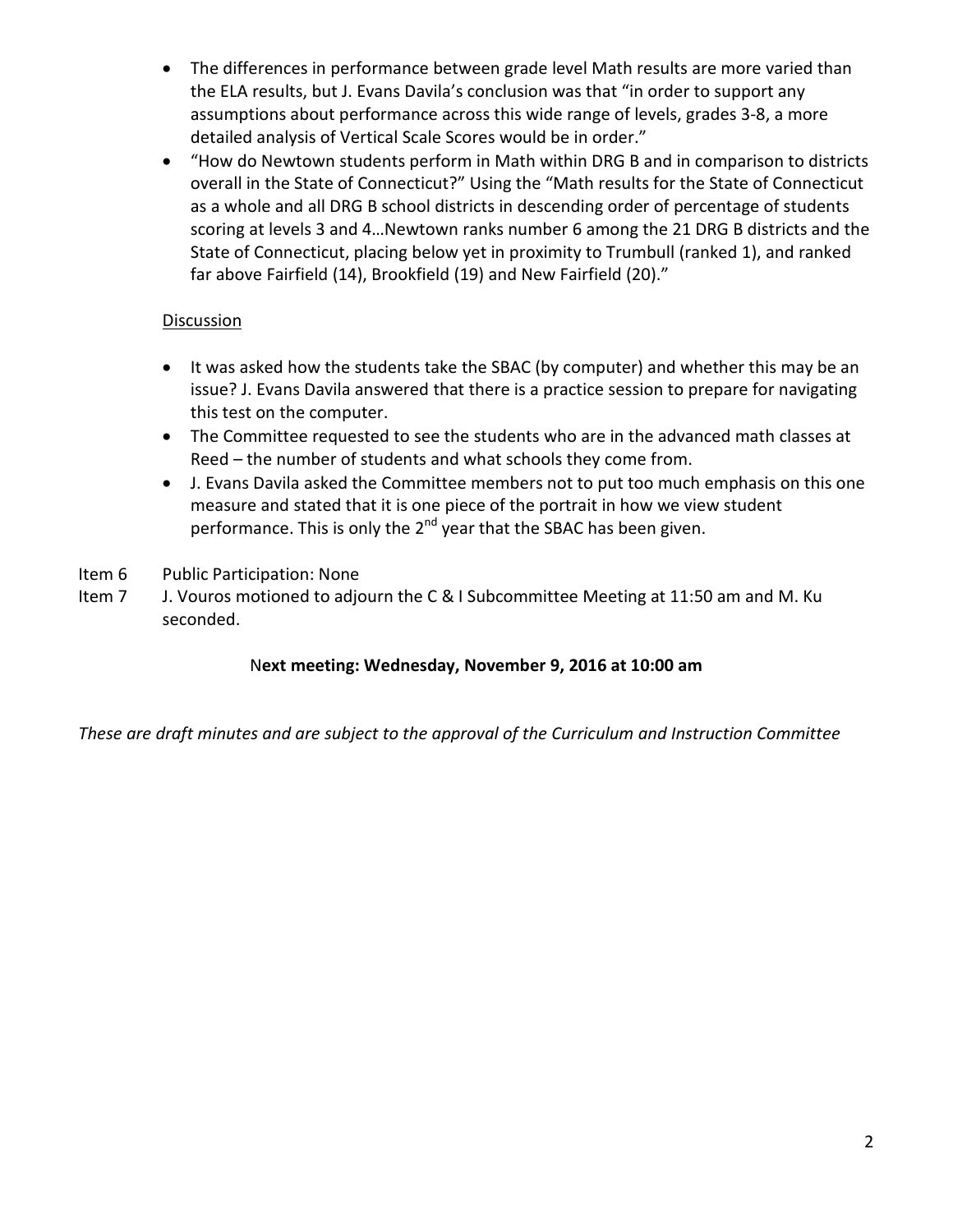- The differences in performance between grade level Math results are more varied than the ELA results, but J. Evans Davila's conclusion was that "in order to support any assumptions about performance across this wide range of levels, grades 3-8, a more detailed analysis of Vertical Scale Scores would be in order."
- "How do Newtown students perform in Math within DRG B and in comparison to districts overall in the State of Connecticut?" Using the "Math results for the State of Connecticut as a whole and all DRG B school districts in descending order of percentage of students scoring at levels 3 and 4…Newtown ranks number 6 among the 21 DRG B districts and the State of Connecticut, placing below yet in proximity to Trumbull (ranked 1), and ranked far above Fairfield (14), Brookfield (19) and New Fairfield (20)."

Discussion

- It was asked how the students take the SBAC (by computer) and whether this may be an issue? J. Evans Davila answered that there is a practice session to prepare for navigating this test on the computer.
- The Committee requested to see the students who are in the advanced math classes at Reed – the number of students and what schools they come from.
- J. Evans Davila asked the Committee members not to put too much emphasis on this one measure and stated that it is one piece of the portrait in how we view student performance. This is only the 2nd year that the SBAC has been given.

Item 6 Public Participation: None

Item 7 J. Vouros motioned to adjourn the C & I Subcommittee Meeting at 11:50 am and M. Ku seconded.

**Next meeting: Wednesday, November 9, 2016 at 10:00 am**

*These are draft minutes and are subject to the approval of the Curriculum and Instruction Committee*